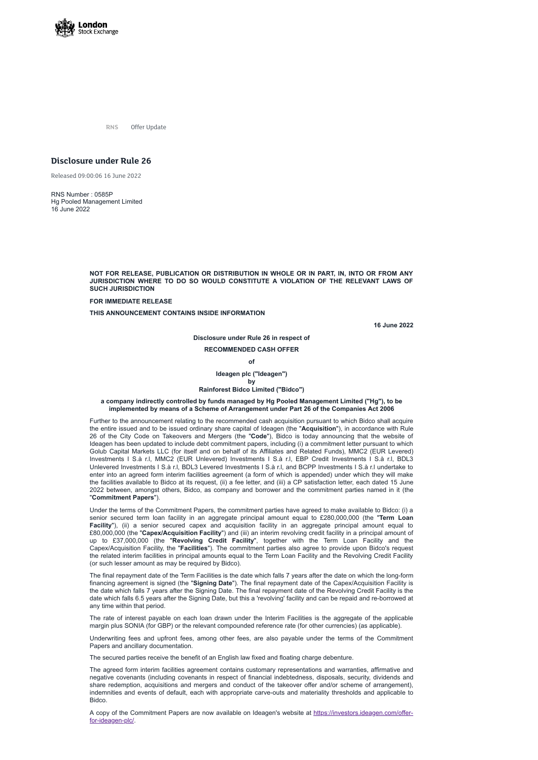RNS Offer Update

# Disclosure under Rule 26

Released 09:00:06 16 June 2022

RNS Number : 0585P
Hg Pooled Management Limited
16 June 2022

**NOT FOR RELEASE, PUBLICATION OR DISTRIBUTION IN WHOLE OR IN PART, IN, INTO OR FROM ANY JURISDICTION WHERE TO DO SO WOULD CONSTITUTE A VIOLATION OF THE RELEVANT LAWS OF SUCH JURISDICTION**

**FOR IMMEDIATE RELEASE**

**THIS ANNOUNCEMENT CONTAINS INSIDE INFORMATION**

**16 June 2022**

**Disclosure under Rule 26 in respect of**

**RECOMMENDED CASH OFFER**

**of**

**Ideagen plc ("Ideagen")**
**by**
**Rainforest Bidco Limited ("Bidco")**

**a company indirectly controlled by funds managed by Hg Pooled Management Limited ("Hg"), to be implemented by means of a Scheme of Arrangement under Part 26 of the Companies Act 2006**

Further to the announcement relating to the recommended cash acquisition pursuant to which Bidco shall acquire the entire issued and to be issued ordinary share capital of Ideagen (the "**Acquisition**"), in accordance with Rule 26 of the City Code on Takeovers and Mergers (the "**Code**"), Bidco is today announcing that the website of Ideagen has been updated to include debt commitment papers, including (i) a commitment letter pursuant to which Golub Capital Markets LLC (for itself and on behalf of its Affiliates and Related Funds), MMC2 (EUR Levered) Investments I S.à r.l, MMC2 (EUR Unlevered) Investments I S.à r.l, EBP Credit Investments I S.à r.l, BDL3 Unlevered Investments I S.à r.l, BDL3 Levered Investments I S.à r.l, and BCPP Investments I S.à r.l undertake to enter into an agreed form interim facilities agreement (a form of which is appended) under which they will make the facilities available to Bidco at its request, (ii) a fee letter, and (iii) a CP satisfaction letter, each dated 15 June 2022 between, amongst others, Bidco, as company and borrower and the commitment parties named in it (the "**Commitment Papers**").

Under the terms of the Commitment Papers, the commitment parties have agreed to make available to Bidco: (i) a senior secured term loan facility in an aggregate principal amount equal to £280,000,000 (the "**Term Loan Facility**"), (ii) a senior secured capex and acquisition facility in an aggregate principal amount equal to £80,000,000 (the "**Capex/Acquisition Facility**") and (iii) an interim revolving credit facility in a principal amount of up to £37,000,000 (the "**Revolving Credit Facility**", together with the Term Loan Facility and the Capex/Acquisition Facility, the "**Facilities**"). The commitment parties also agree to provide upon Bidco's request the related interim facilities in principal amounts equal to the Term Loan Facility and the Revolving Credit Facility (or such lesser amount as may be required by Bidco).

The final repayment date of the Term Facilities is the date which falls 7 years after the date on which the long-form financing agreement is signed (the "**Signing Date**"). The final repayment date of the Capex/Acquisition Facility is the date which falls 7 years after the Signing Date. The final repayment date of the Revolving Credit Facility is the date which falls 6.5 years after the Signing Date, but this a 'revolving' facility and can be repaid and re-borrowed at any time within that period.

The rate of interest payable on each loan drawn under the Interim Facilities is the aggregate of the applicable margin plus SONIA (for GBP) or the relevant compounded reference rate (for other currencies) (as applicable).

Underwriting fees and upfront fees, among other fees, are also payable under the terms of the Commitment Papers and ancillary documentation.

The secured parties receive the benefit of an English law fixed and floating charge debenture.

The agreed form interim facilities agreement contains customary representations and warranties, affirmative and negative covenants (including covenants in respect of financial indebtedness, disposals, security, dividends and share redemption, acquisitions and mergers and conduct of the takeover offer and/or scheme of arrangement), indemnities and events of default, each with appropriate carve-outs and materiality thresholds and applicable to Bidco.

A copy of the Commitment Papers are now available on Ideagen's website at https://investors.ideagen.com/offer-for-ideagen-plc/.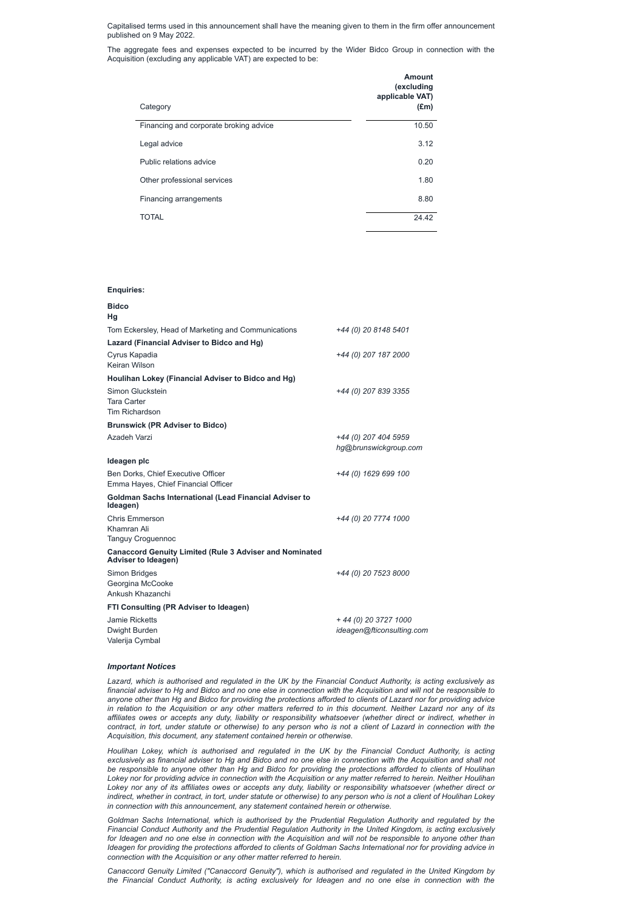Capitalised terms used in this announcement shall have the meaning given to them in the firm offer announcement published on 9 May 2022.

The aggregate fees and expenses expected to be incurred by the Wider Bidco Group in connection with the Acquisition (excluding any applicable VAT) are expected to be:

| Category | Amount (excluding applicable VAT) (£m) |
|---|---|
| Financing and corporate broking advice | 10.50 |
| Legal advice | 3.12 |
| Public relations advice | 0.20 |
| Other professional services | 1.80 |
| Financing arrangements | 8.80 |
| TOTAL | 24.42 |

**Enquiries:**

**Bidco**
**Hg**

| | |
|---|---|
| Tom Eckersley, Head of Marketing and Communications | *+44 (0) 20 8148 5401* |
| **Lazard (Financial Adviser to Bidco and Hg)** | |
| Cyrus Kapadia<br>Keiran Wilson | *+44 (0) 207 187 2000* |
| **Houlihan Lokey (Financial Adviser to Bidco and Hg)** | |
| Simon Gluckstein<br>Tara Carter<br>Tim Richardson | *+44 (0) 207 839 3355* |
| **Brunswick (PR Adviser to Bidco)** | |
| Azadeh Varzi | *+44 (0) 207 404 5959*<br>*hg@brunswickgroup.com* |
| **Ideagen plc** | |
| Ben Dorks, Chief Executive Officer<br>Emma Hayes, Chief Financial Officer | *+44 (0) 1629 699 100* |
| **Goldman Sachs International (Lead Financial Adviser to Ideagen)** | |
| Chris Emmerson<br>Khamran Ali<br>Tanguy Croguennoc | *+44 (0) 20 7774 1000* |
| **Canaccord Genuity Limited (Rule 3 Adviser and Nominated Adviser to Ideagen)** | |
| Simon Bridges<br>Georgina McCooke<br>Ankush Khazanchi | *+44 (0) 20 7523 8000* |
| **FTI Consulting (PR Adviser to Ideagen)** | |
| Jamie Ricketts<br>Dwight Burden<br>Valerija Cymbal | *+ 44 (0) 20 3727 1000*<br>*ideagen@fticonsulting.com* |

***Important Notices***

*Lazard, which is authorised and regulated in the UK by the Financial Conduct Authority, is acting exclusively as financial adviser to Hg and Bidco and no one else in connection with the Acquisition and will not be responsible to anyone other than Hg and Bidco for providing the protections afforded to clients of Lazard nor for providing advice in relation to the Acquisition or any other matters referred to in this document. Neither Lazard nor any of its affiliates owes or accepts any duty, liability or responsibility whatsoever (whether direct or indirect, whether in contract, in tort, under statute or otherwise) to any person who is not a client of Lazard in connection with the Acquisition, this document, any statement contained herein or otherwise.*

*Houlihan Lokey, which is authorised and regulated in the UK by the Financial Conduct Authority, is acting exclusively as financial adviser to Hg and Bidco and no one else in connection with the Acquisition and shall not be responsible to anyone other than Hg and Bidco for providing the protections afforded to clients of Houlihan Lokey nor for providing advice in connection with the Acquisition or any matter referred to herein. Neither Houlihan Lokey nor any of its affiliates owes or accepts any duty, liability or responsibility whatsoever (whether direct or indirect, whether in contract, in tort, under statute or otherwise) to any person who is not a client of Houlihan Lokey in connection with this announcement, any statement contained herein or otherwise.*

*Goldman Sachs International, which is authorised by the Prudential Regulation Authority and regulated by the Financial Conduct Authority and the Prudential Regulation Authority in the United Kingdom, is acting exclusively for Ideagen and no one else in connection with the Acquisition and will not be responsible to anyone other than Ideagen for providing the protections afforded to clients of Goldman Sachs International nor for providing advice in connection with the Acquisition or any other matter referred to herein.*

*Canaccord Genuity Limited ("Canaccord Genuity"), which is authorised and regulated in the United Kingdom by the Financial Conduct Authority, is acting exclusively for Ideagen and no one else in connection with the*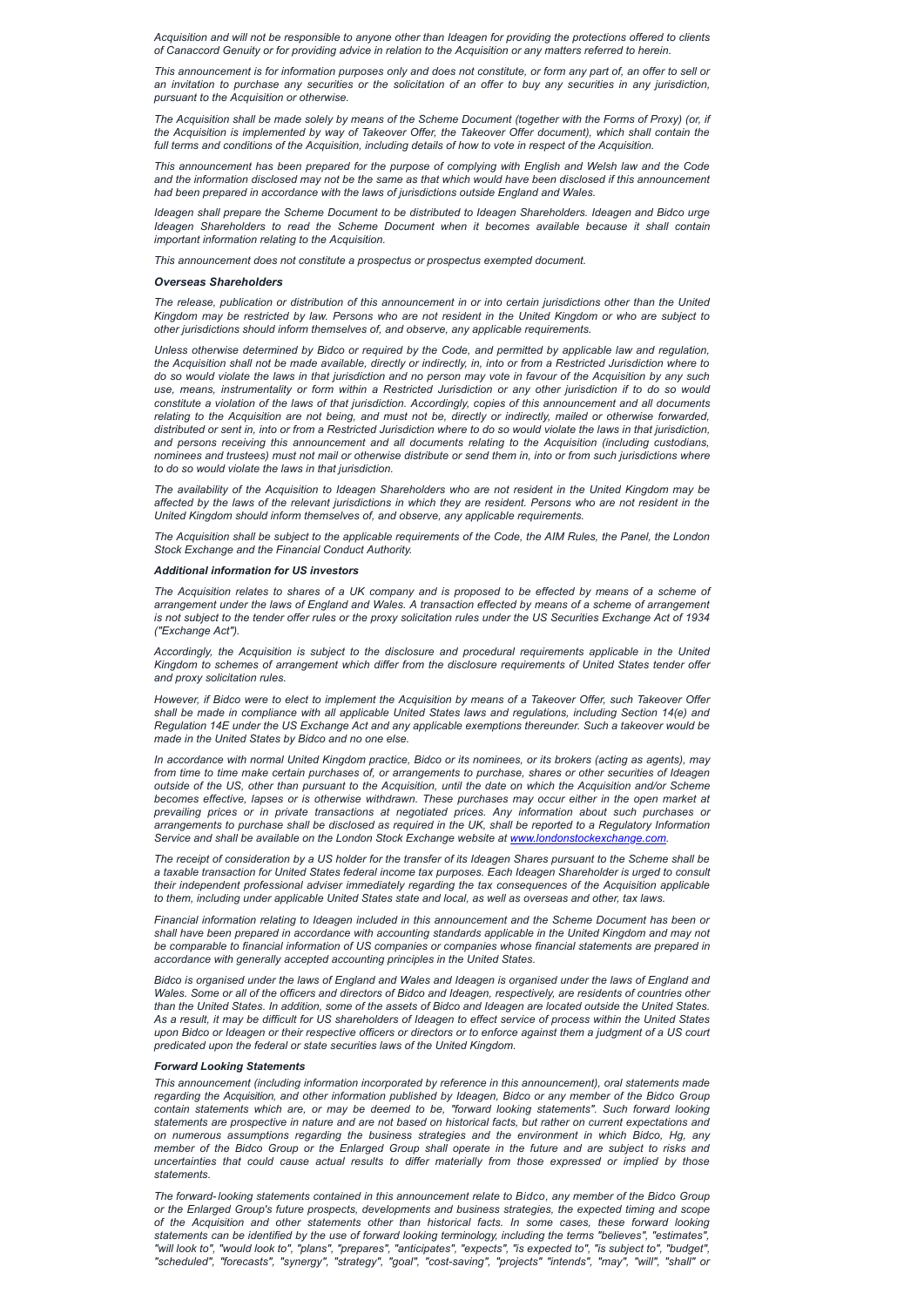*Acquisition and will not be responsible to anyone other than Ideagen for providing the protections offered to clients of Canaccord Genuity or for providing advice in relation to the Acquisition or any matters referred to herein.*

*This announcement is for information purposes only and does not constitute, or form any part of, an offer to sell or an invitation to purchase any securities or the solicitation of an offer to buy any securities in any jurisdiction, pursuant to the Acquisition or otherwise.*

*The Acquisition shall be made solely by means of the Scheme Document (together with the Forms of Proxy) (or, if the Acquisition is implemented by way of Takeover Offer, the Takeover Offer document), which shall contain the full terms and conditions of the Acquisition, including details of how to vote in respect of the Acquisition.*

*This announcement has been prepared for the purpose of complying with English and Welsh law and the Code and the information disclosed may not be the same as that which would have been disclosed if this announcement had been prepared in accordance with the laws of jurisdictions outside England and Wales.*

*Ideagen shall prepare the Scheme Document to be distributed to Ideagen Shareholders. Ideagen and Bidco urge Ideagen Shareholders to read the Scheme Document when it becomes available because it shall contain important information relating to the Acquisition.*

*This announcement does not constitute a prospectus or prospectus exempted document.*

***Overseas Shareholders***

*The release, publication or distribution of this announcement in or into certain jurisdictions other than the United Kingdom may be restricted by law. Persons who are not resident in the United Kingdom or who are subject to other jurisdictions should inform themselves of, and observe, any applicable requirements.*

*Unless otherwise determined by Bidco or required by the Code, and permitted by applicable law and regulation, the Acquisition shall not be made available, directly or indirectly, in, into or from a Restricted Jurisdiction where to do so would violate the laws in that jurisdiction and no person may vote in favour of the Acquisition by any such use, means, instrumentality or form within a Restricted Jurisdiction or any other jurisdiction if to do so would constitute a violation of the laws of that jurisdiction. Accordingly, copies of this announcement and all documents relating to the Acquisition are not being, and must not be, directly or indirectly, mailed or otherwise forwarded, distributed or sent in, into or from a Restricted Jurisdiction where to do so would violate the laws in that jurisdiction, and persons receiving this announcement and all documents relating to the Acquisition (including custodians, nominees and trustees) must not mail or otherwise distribute or send them in, into or from such jurisdictions where to do so would violate the laws in that jurisdiction.*

*The availability of the Acquisition to Ideagen Shareholders who are not resident in the United Kingdom may be affected by the laws of the relevant jurisdictions in which they are resident. Persons who are not resident in the United Kingdom should inform themselves of, and observe, any applicable requirements.*

*The Acquisition shall be subject to the applicable requirements of the Code, the AIM Rules, the Panel, the London Stock Exchange and the Financial Conduct Authority.*

***Additional information for US investors***

*The Acquisition relates to shares of a UK company and is proposed to be effected by means of a scheme of arrangement under the laws of England and Wales. A transaction effected by means of a scheme of arrangement is not subject to the tender offer rules or the proxy solicitation rules under the US Securities Exchange Act of 1934 ("Exchange Act").*

*Accordingly, the Acquisition is subject to the disclosure and procedural requirements applicable in the United Kingdom to schemes of arrangement which differ from the disclosure requirements of United States tender offer and proxy solicitation rules.*

*However, if Bidco were to elect to implement the Acquisition by means of a Takeover Offer, such Takeover Offer shall be made in compliance with all applicable United States laws and regulations, including Section 14(e) and Regulation 14E under the US Exchange Act and any applicable exemptions thereunder. Such a takeover would be made in the United States by Bidco and no one else.*

*In accordance with normal United Kingdom practice, Bidco or its nominees, or its brokers (acting as agents), may from time to time make certain purchases of, or arrangements to purchase, shares or other securities of Ideagen outside of the US, other than pursuant to the Acquisition, until the date on which the Acquisition and/or Scheme becomes effective, lapses or is otherwise withdrawn. These purchases may occur either in the open market at prevailing prices or in private transactions at negotiated prices. Any information about such purchases or arrangements to purchase shall be disclosed as required in the UK, shall be reported to a Regulatory Information Service and shall be available on the London Stock Exchange website at [www.londonstockexchange.com](http://www.londonstockexchange.com).*

*The receipt of consideration by a US holder for the transfer of its Ideagen Shares pursuant to the Scheme shall be a taxable transaction for United States federal income tax purposes. Each Ideagen Shareholder is urged to consult their independent professional adviser immediately regarding the tax consequences of the Acquisition applicable to them, including under applicable United States state and local, as well as overseas and other, tax laws.*

*Financial information relating to Ideagen included in this announcement and the Scheme Document has been or shall have been prepared in accordance with accounting standards applicable in the United Kingdom and may not be comparable to financial information of US companies or companies whose financial statements are prepared in accordance with generally accepted accounting principles in the United States.*

*Bidco is organised under the laws of England and Wales and Ideagen is organised under the laws of England and Wales. Some or all of the officers and directors of Bidco and Ideagen, respectively, are residents of countries other than the United States. In addition, some of the assets of Bidco and Ideagen are located outside the United States. As a result, it may be difficult for US shareholders of Ideagen to effect service of process within the United States upon Bidco or Ideagen or their respective officers or directors or to enforce against them a judgment of a US court predicated upon the federal or state securities laws of the United Kingdom.*

***Forward Looking Statements***

*This announcement (including information incorporated by reference in this announcement), oral statements made regarding the Acquisition, and other information published by Ideagen, Bidco or any member of the Bidco Group contain statements which are, or may be deemed to be, "forward looking statements". Such forward looking statements are prospective in nature and are not based on historical facts, but rather on current expectations and on numerous assumptions regarding the business strategies and the environment in which Bidco, Hg, any member of the Bidco Group or the Enlarged Group shall operate in the future and are subject to risks and uncertainties that could cause actual results to differ materially from those expressed or implied by those statements.*

*The forward-looking statements contained in this announcement relate to Bidco, any member of the Bidco Group or the Enlarged Group's future prospects, developments and business strategies, the expected timing and scope of the Acquisition and other statements other than historical facts. In some cases, these forward looking statements can be identified by the use of forward looking terminology, including the terms "believes", "estimates", "will look to", "would look to", "plans", "prepares", "anticipates", "expects", "is expected to", "is subject to", "budget", "scheduled", "forecasts", "synergy", "strategy", "goal", "cost-saving", "projects" "intends", "may", "will", "shall" or*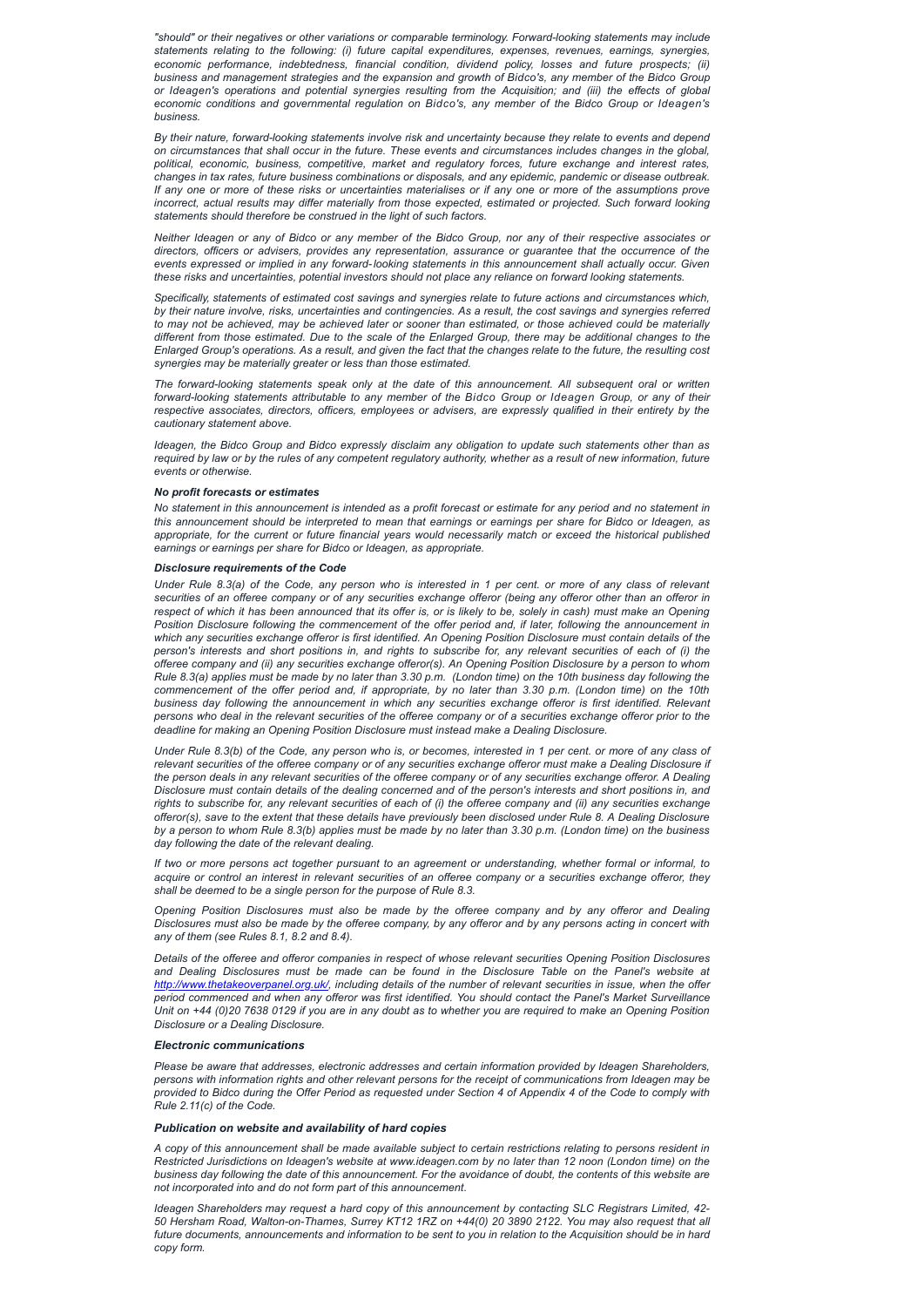*"should" or their negatives or other variations or comparable terminology. Forward-looking statements may include statements relating to the following: (i) future capital expenditures, expenses, revenues, earnings, synergies, economic performance, indebtedness, financial condition, dividend policy, losses and future prospects; (ii) business and management strategies and the expansion and growth of Bidco's, any member of the Bidco Group or Ideagen's operations and potential synergies resulting from the Acquisition; and (iii) the effects of global economic conditions and governmental regulation on Bidco's, any member of the Bidco Group or Ideagen's business.*

*By their nature, forward-looking statements involve risk and uncertainty because they relate to events and depend on circumstances that shall occur in the future. These events and circumstances includes changes in the global, political, economic, business, competitive, market and regulatory forces, future exchange and interest rates, changes in tax rates, future business combinations or disposals, and any epidemic, pandemic or disease outbreak. If any one or more of these risks or uncertainties materialises or if any one or more of the assumptions prove incorrect, actual results may differ materially from those expected, estimated or projected. Such forward looking statements should therefore be construed in the light of such factors.*

*Neither Ideagen or any of Bidco or any member of the Bidco Group, nor any of their respective associates or directors, officers or advisers, provides any representation, assurance or guarantee that the occurrence of the events expressed or implied in any forward-looking statements in this announcement shall actually occur. Given these risks and uncertainties, potential investors should not place any reliance on forward looking statements.*

*Specifically, statements of estimated cost savings and synergies relate to future actions and circumstances which, by their nature involve, risks, uncertainties and contingencies. As a result, the cost savings and synergies referred to may not be achieved, may be achieved later or sooner than estimated, or those achieved could be materially different from those estimated. Due to the scale of the Enlarged Group, there may be additional changes to the Enlarged Group's operations. As a result, and given the fact that the changes relate to the future, the resulting cost synergies may be materially greater or less than those estimated.*

*The forward-looking statements speak only at the date of this announcement. All subsequent oral or written forward-looking statements attributable to any member of the Bidco Group or Ideagen Group, or any of their respective associates, directors, officers, employees or advisers, are expressly qualified in their entirety by the cautionary statement above.*

*Ideagen, the Bidco Group and Bidco expressly disclaim any obligation to update such statements other than as required by law or by the rules of any competent regulatory authority, whether as a result of new information, future events or otherwise.*

***No profit forecasts or estimates***

*No statement in this announcement is intended as a profit forecast or estimate for any period and no statement in this announcement should be interpreted to mean that earnings or earnings per share for Bidco or Ideagen, as appropriate, for the current or future financial years would necessarily match or exceed the historical published earnings or earnings per share for Bidco or Ideagen, as appropriate.*

***Disclosure requirements of the Code***

*Under Rule 8.3(a) of the Code, any person who is interested in 1 per cent. or more of any class of relevant securities of an offeree company or of any securities exchange offeror (being any offeror other than an offeror in respect of which it has been announced that its offer is, or is likely to be, solely in cash) must make an Opening Position Disclosure following the commencement of the offer period and, if later, following the announcement in which any securities exchange offeror is first identified. An Opening Position Disclosure must contain details of the person's interests and short positions in, and rights to subscribe for, any relevant securities of each of (i) the offeree company and (ii) any securities exchange offeror(s). An Opening Position Disclosure by a person to whom Rule 8.3(a) applies must be made by no later than 3.30 p.m. (London time) on the 10th business day following the commencement of the offer period and, if appropriate, by no later than 3.30 p.m. (London time) on the 10th business day following the announcement in which any securities exchange offeror is first identified. Relevant persons who deal in the relevant securities of the offeree company or of a securities exchange offeror prior to the deadline for making an Opening Position Disclosure must instead make a Dealing Disclosure.*

*Under Rule 8.3(b) of the Code, any person who is, or becomes, interested in 1 per cent. or more of any class of relevant securities of the offeree company or of any securities exchange offeror must make a Dealing Disclosure if the person deals in any relevant securities of the offeree company or of any securities exchange offeror. A Dealing Disclosure must contain details of the dealing concerned and of the person's interests and short positions in, and rights to subscribe for, any relevant securities of each of (i) the offeree company and (ii) any securities exchange offeror(s), save to the extent that these details have previously been disclosed under Rule 8. A Dealing Disclosure by a person to whom Rule 8.3(b) applies must be made by no later than 3.30 p.m. (London time) on the business day following the date of the relevant dealing.*

*If two or more persons act together pursuant to an agreement or understanding, whether formal or informal, to acquire or control an interest in relevant securities of an offeree company or a securities exchange offeror, they shall be deemed to be a single person for the purpose of Rule 8.3.*

*Opening Position Disclosures must also be made by the offeree company and by any offeror and Dealing Disclosures must also be made by the offeree company, by any offeror and by any persons acting in concert with any of them (see Rules 8.1, 8.2 and 8.4).*

*Details of the offeree and offeror companies in respect of whose relevant securities Opening Position Disclosures and Dealing Disclosures must be made can be found in the Disclosure Table on the Panel's website at [http://www.thetakeoverpanel.org.uk/](http://www.thetakeoverpanel.org.uk/), including details of the number of relevant securities in issue, when the offer period commenced and when any offeror was first identified. You should contact the Panel's Market Surveillance Unit on +44 (0)20 7638 0129 if you are in any doubt as to whether you are required to make an Opening Position Disclosure or a Dealing Disclosure.*

***Electronic communications***

*Please be aware that addresses, electronic addresses and certain information provided by Ideagen Shareholders, persons with information rights and other relevant persons for the receipt of communications from Ideagen may be provided to Bidco during the Offer Period as requested under Section 4 of Appendix 4 of the Code to comply with Rule 2.11(c) of the Code.*

***Publication on website and availability of hard copies***

*A copy of this announcement shall be made available subject to certain restrictions relating to persons resident in Restricted Jurisdictions on Ideagen's website at www.ideagen.com by no later than 12 noon (London time) on the business day following the date of this announcement. For the avoidance of doubt, the contents of this website are not incorporated into and do not form part of this announcement.*

*Ideagen Shareholders may request a hard copy of this announcement by contacting SLC Registrars Limited, 42-50 Hersham Road, Walton-on-Thames, Surrey KT12 1RZ on +44(0) 20 3890 2122. You may also request that all future documents, announcements and information to be sent to you in relation to the Acquisition should be in hard copy form.*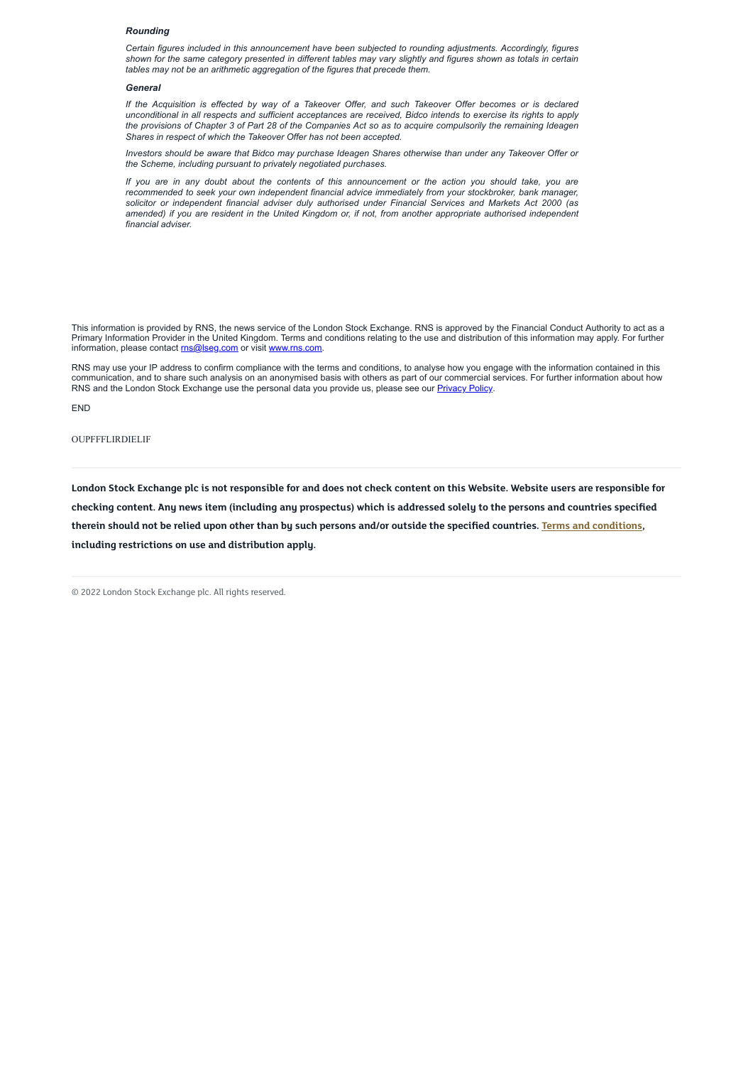***Rounding***

*Certain figures included in this announcement have been subjected to rounding adjustments. Accordingly, figures shown for the same category presented in different tables may vary slightly and figures shown as totals in certain tables may not be an arithmetic aggregation of the figures that precede them.*

***General***

*If the Acquisition is effected by way of a Takeover Offer, and such Takeover Offer becomes or is declared unconditional in all respects and sufficient acceptances are received, Bidco intends to exercise its rights to apply the provisions of Chapter 3 of Part 28 of the Companies Act so as to acquire compulsorily the remaining Ideagen Shares in respect of which the Takeover Offer has not been accepted.*

*Investors should be aware that Bidco may purchase Ideagen Shares otherwise than under any Takeover Offer or the Scheme, including pursuant to privately negotiated purchases.*

*If you are in any doubt about the contents of this announcement or the action you should take, you are recommended to seek your own independent financial advice immediately from your stockbroker, bank manager, solicitor or independent financial adviser duly authorised under Financial Services and Markets Act 2000 (as amended) if you are resident in the United Kingdom or, if not, from another appropriate authorised independent financial adviser.*

This information is provided by RNS, the news service of the London Stock Exchange. RNS is approved by the Financial Conduct Authority to act as a Primary Information Provider in the United Kingdom. Terms and conditions relating to the use and distribution of this information may apply. For further information, please contact rns@lseg.com or visit www.rns.com.

RNS may use your IP address to confirm compliance with the terms and conditions, to analyse how you engage with the information contained in this communication, and to share such analysis on an anonymised basis with others as part of our commercial services. For further information about how RNS and the London Stock Exchange use the personal data you provide us, please see our Privacy Policy.

END

OUPFFFLIRDIELIF

**London Stock Exchange plc is not responsible for and does not check content on this Website. Website users are responsible for checking content. Any news item (including any prospectus) which is addressed solely to the persons and countries specified therein should not be relied upon other than by such persons and/or outside the specified countries. Terms and conditions, including restrictions on use and distribution apply.**

© 2022 London Stock Exchange plc. All rights reserved.